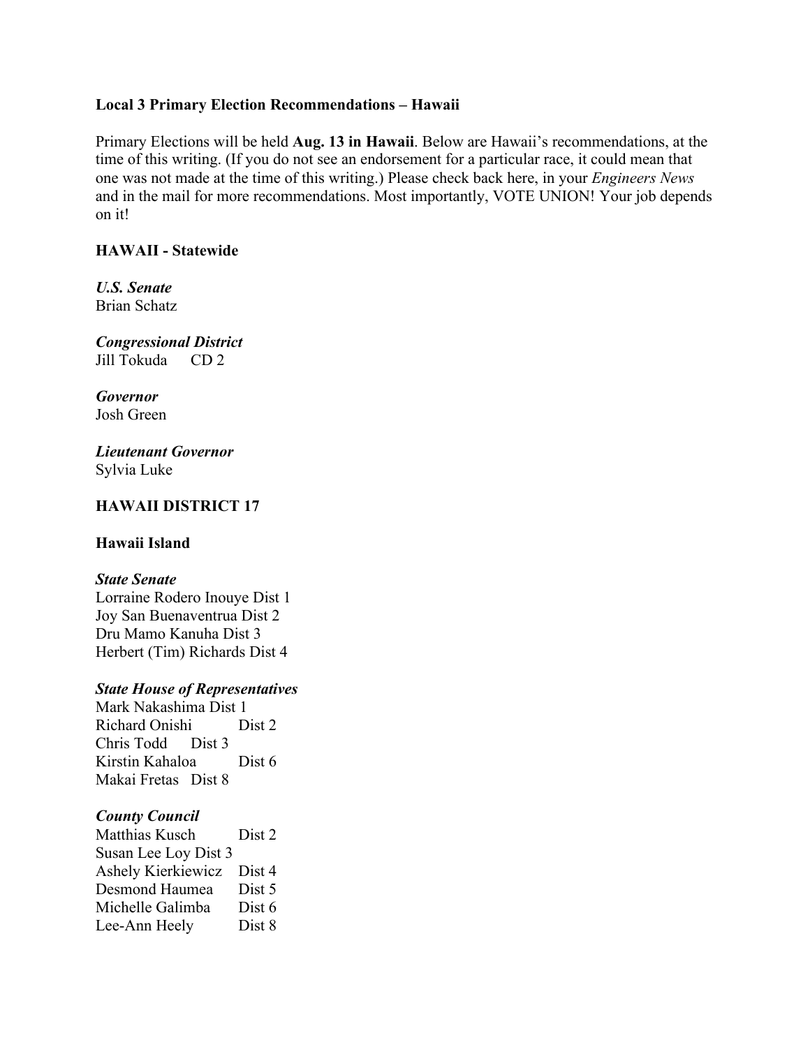**Local 3 Primary Election Recommendations – Hawaii**

Primary Elections will be held **Aug. 13 in Hawaii**. Below are Hawaii's recommendations, at the time of this writing. (If you do not see an endorsement for a particular race, it could mean that one was not made at the time of this writing.) Please check back here, in your *Engineers News* and in the mail for more recommendations. Most importantly, VOTE UNION! Your job depends on it!

**HAWAII - Statewide**

***U.S. Senate***
Brian Schatz

***Congressional District***
Jill Tokuda CD 2

***Governor***
Josh Green

***Lieutenant Governor***
Sylvia Luke

**HAWAII DISTRICT 17**

**Hawaii Island**

***State Senate***
Lorraine Rodero Inouye Dist 1
Joy San Buenaventrua Dist 2
Dru Mamo Kanuha Dist 3
Herbert (Tim) Richards Dist 4

***State House of Representatives***
Mark Nakashima Dist 1
Richard Onishi Dist 2
Chris Todd Dist 3
Kirstin Kahaloa Dist 6
Makai Fretas Dist 8

***County Council***
Matthias Kusch Dist 2
Susan Lee Loy Dist 3
Ashely Kierkiewicz Dist 4
Desmond Haumea Dist 5
Michelle Galimba Dist 6
Lee-Ann Heely Dist 8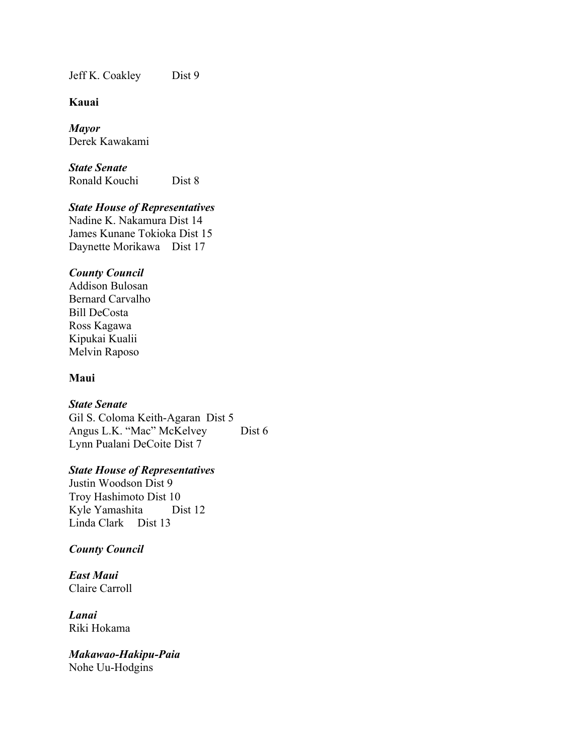Jeff K. Coakley Dist 9

**Kauai**

***Mayor***
Derek Kawakami

***State Senate***
Ronald Kouchi Dist 8

***State House of Representatives***
Nadine K. Nakamura Dist 14
James Kunane Tokioka Dist 15
Daynette Morikawa Dist 17

***County Council***
Addison Bulosan
Bernard Carvalho
Bill DeCosta
Ross Kagawa
Kipukai Kualii
Melvin Raposo

**Maui**

***State Senate***
Gil S. Coloma Keith-Agaran Dist 5
Angus L.K. "Mac" McKelvey Dist 6
Lynn Pualani DeCoite Dist 7

***State House of Representatives***
Justin Woodson Dist 9
Troy Hashimoto Dist 10
Kyle Yamashita Dist 12
Linda Clark Dist 13

***County Council***

***East Maui***
Claire Carroll

***Lanai***
Riki Hokama

***Makawao-Hakipu-Paia***
Nohe Uu-Hodgins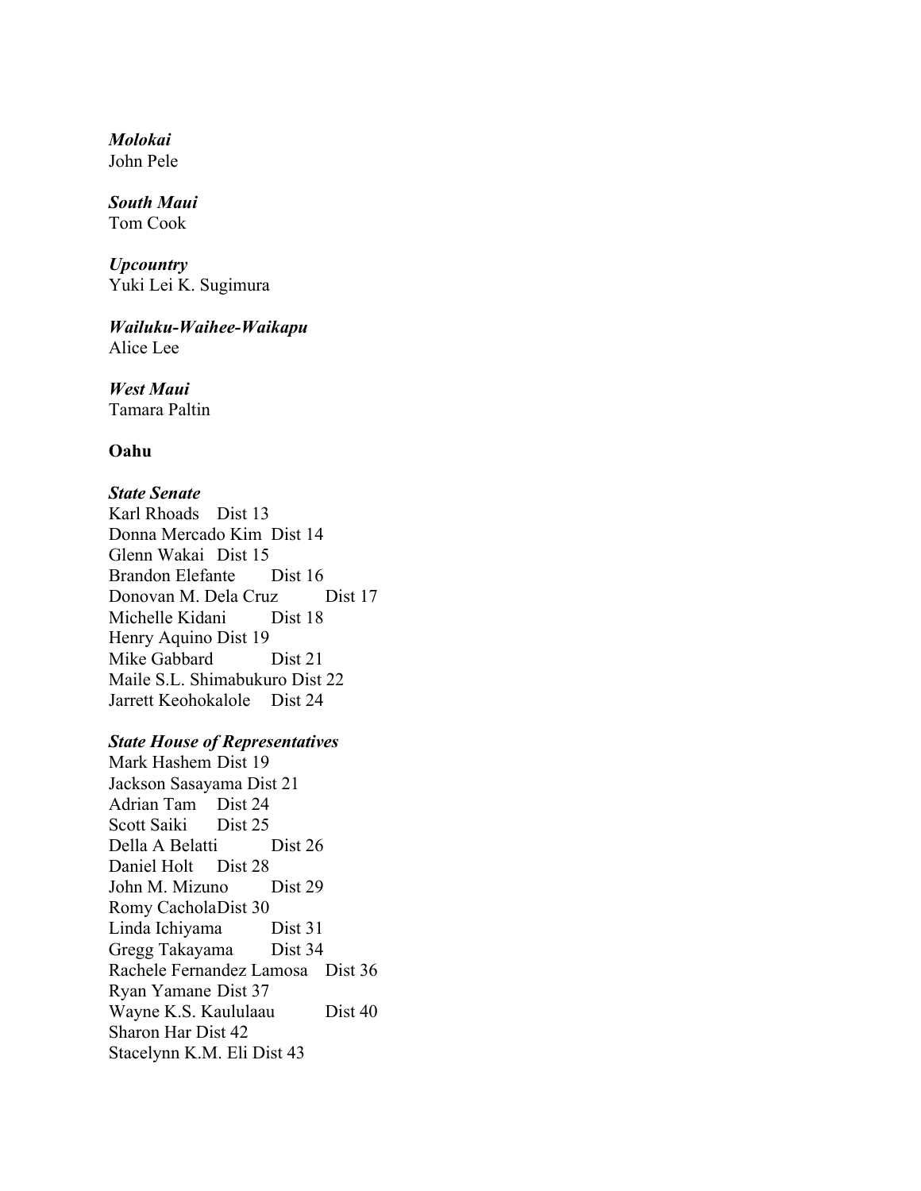***Molokai***
John Pele

***South Maui***
Tom Cook

***Upcountry***
Yuki Lei K. Sugimura

***Wailuku-Waihee-Waikapu***
Alice Lee

***West Maui***
Tamara Paltin

**Oahu**

***State Senate***
Karl Rhoads Dist 13
Donna Mercado Kim Dist 14
Glenn Wakai Dist 15
Brandon Elefante Dist 16
Donovan M. Dela Cruz Dist 17
Michelle Kidani Dist 18
Henry Aquino Dist 19
Mike Gabbard Dist 21
Maile S.L. Shimabukuro Dist 22
Jarrett Keohokalole Dist 24

***State House of Representatives***
Mark Hashem Dist 19
Jackson Sasayama Dist 21
Adrian Tam Dist 24
Scott Saiki Dist 25
Della A Belatti Dist 26
Daniel Holt Dist 28
John M. Mizuno Dist 29
Romy CacholaDist 30
Linda Ichiyama Dist 31
Gregg Takayama Dist 34
Rachele Fernandez Lamosa Dist 36
Ryan Yamane Dist 37
Wayne K.S. Kaululaau Dist 40
Sharon Har Dist 42
Stacelynn K.M. Eli Dist 43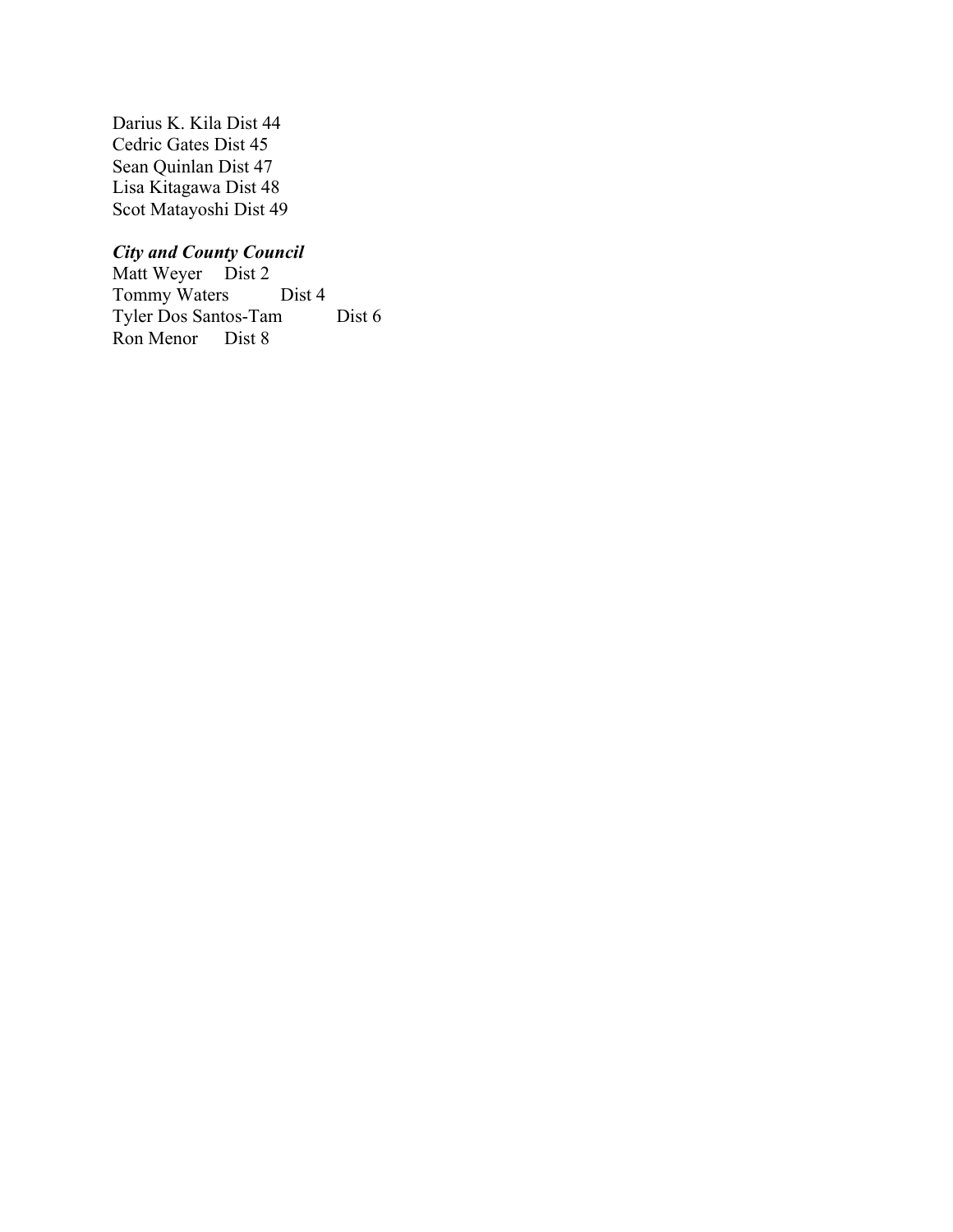Darius K. Kila Dist 44
Cedric Gates Dist 45
Sean Quinlan Dist 47
Lisa Kitagawa Dist 48
Scot Matayoshi Dist 49

***City and County Council***

Matt Weyer Dist 2
Tommy Waters Dist 4
Tyler Dos Santos-Tam Dist 6
Ron Menor Dist 8